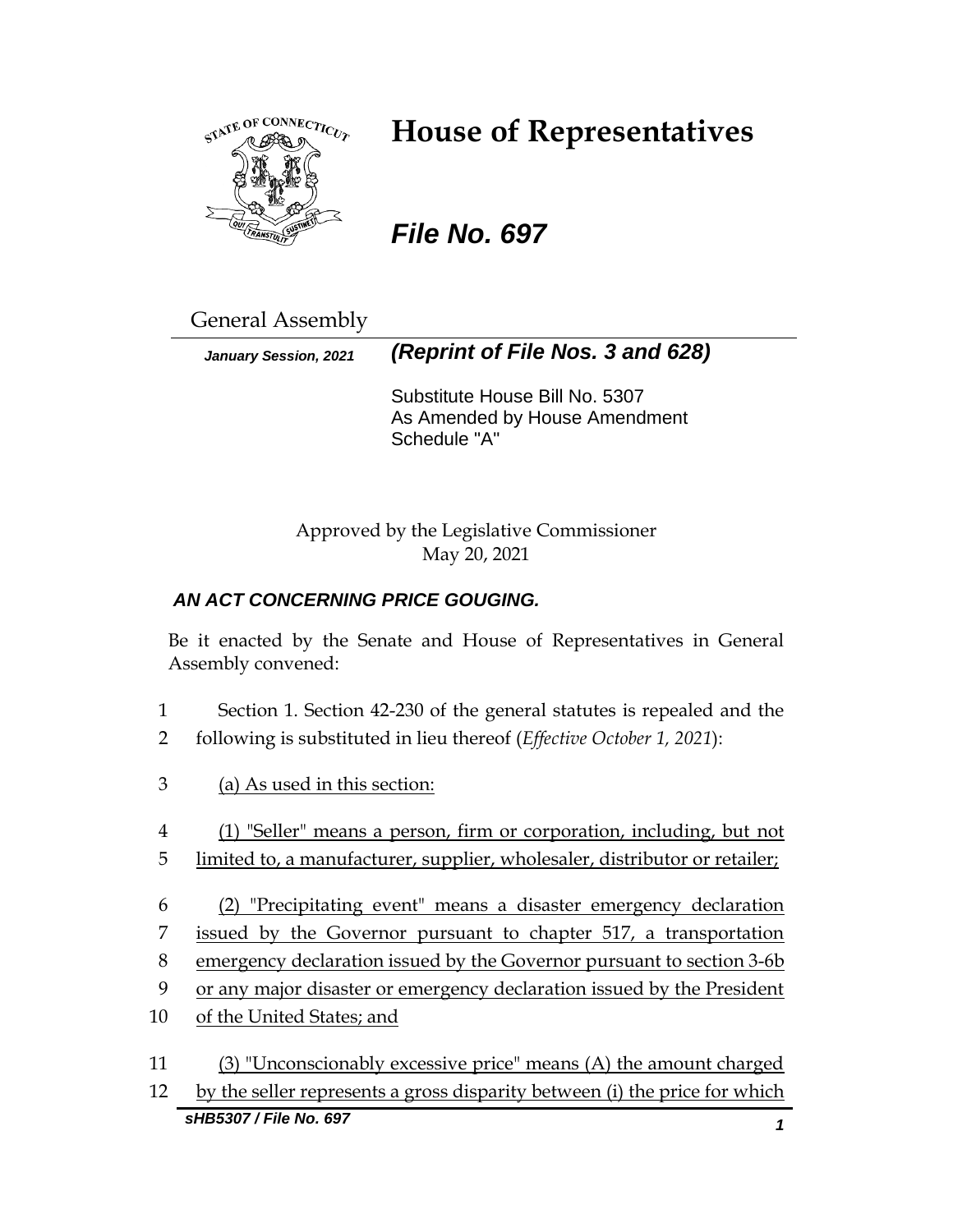# House of Representatives

## *File No. 697*

General Assembly

***January Session, 2021*** ***(Reprint of File Nos. 3 and 628)***

Substitute House Bill No. 5307
As Amended by House Amendment Schedule "A"

Approved by the Legislative Commissioner
May 20, 2021

***AN ACT CONCERNING PRICE GOUGING.***

Be it enacted by the Senate and House of Representatives in General Assembly convened:

1 Section 1. Section 42-230 of the general statutes is repealed and the
2 following is substituted in lieu thereof (*Effective October 1, 2021*):

3 (a) As used in this section:

4 (1) "Seller" means a person, firm or corporation, including, but not
5 limited to, a manufacturer, supplier, wholesaler, distributor or retailer;

6 (2) "Precipitating event" means a disaster emergency declaration
7 issued by the Governor pursuant to chapter 517, a transportation
8 emergency declaration issued by the Governor pursuant to section 3-6b
9 or any major disaster or emergency declaration issued by the President
10 of the United States; and

11 (3) "Unconscionably excessive price" means (A) the amount charged
12 by the seller represents a gross disparity between (i) the price for which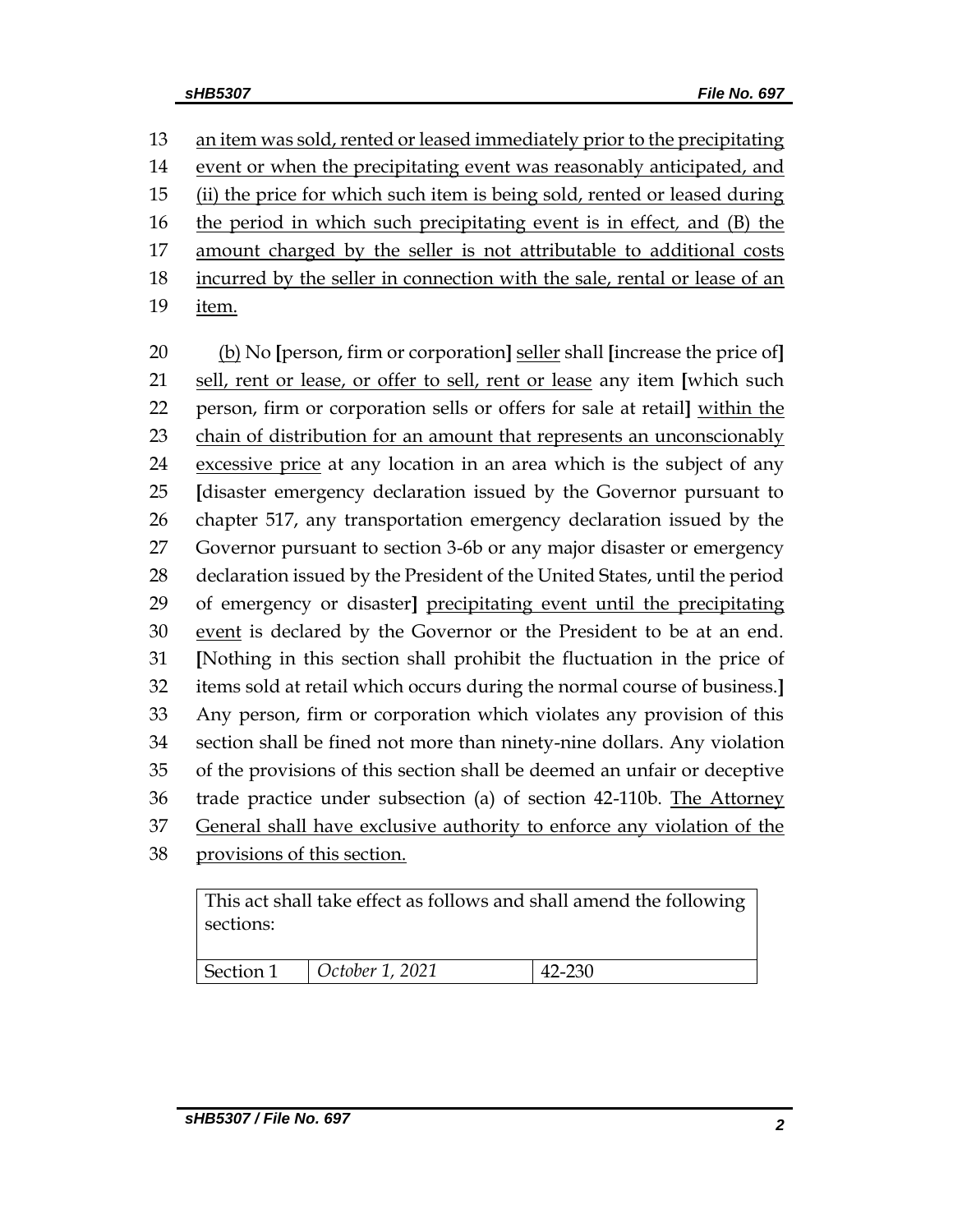13 an item was sold, rented or leased immediately prior to the precipitating
14 event or when the precipitating event was reasonably anticipated, and
15 (ii) the price for which such item is being sold, rented or leased during
16 the period in which such precipitating event is in effect, and (B) the
17 amount charged by the seller is not attributable to additional costs
18 incurred by the seller in connection with the sale, rental or lease of an
19 item.

20 (b) No [person, firm or corporation] seller shall [increase the price of]
21 sell, rent or lease, or offer to sell, rent or lease any item [which such
22 person, firm or corporation sells or offers for sale at retail] within the
23 chain of distribution for an amount that represents an unconscionably
24 excessive price at any location in an area which is the subject of any
25 [disaster emergency declaration issued by the Governor pursuant to
26 chapter 517, any transportation emergency declaration issued by the
27 Governor pursuant to section 3-6b or any major disaster or emergency
28 declaration issued by the President of the United States, until the period
29 of emergency or disaster] precipitating event until the precipitating
30 event is declared by the Governor or the President to be at an end.
31 [Nothing in this section shall prohibit the fluctuation in the price of
32 items sold at retail which occurs during the normal course of business.]
33 Any person, firm or corporation which violates any provision of this
34 section shall be fined not more than ninety-nine dollars. Any violation
35 of the provisions of this section shall be deemed an unfair or deceptive
36 trade practice under subsection (a) of section 42-110b. The Attorney
37 General shall have exclusive authority to enforce any violation of the
38 provisions of this section.

| This act shall take effect as follows and shall amend the following sections: | | |
|---|---|---|
| Section 1 | *October 1, 2021* | 42-230 |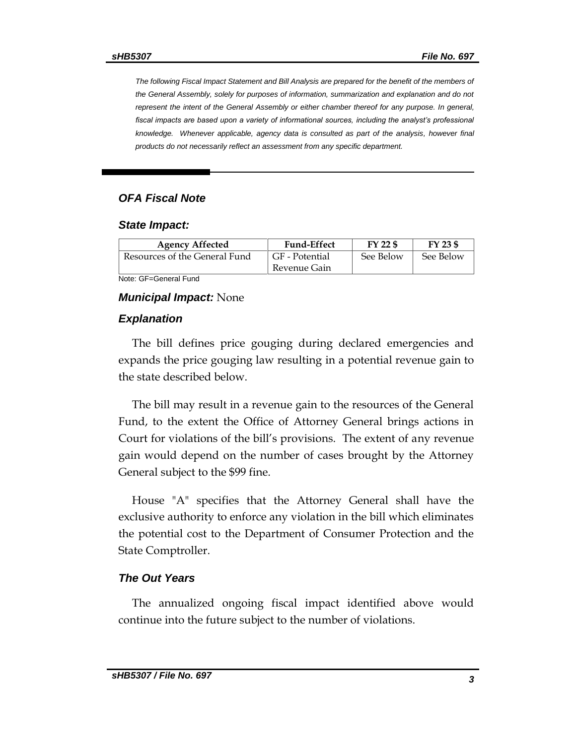*The following Fiscal Impact Statement and Bill Analysis are prepared for the benefit of the members of the General Assembly, solely for purposes of information, summarization and explanation and do not represent the intent of the General Assembly or either chamber thereof for any purpose. In general, fiscal impacts are based upon a variety of informational sources, including the analyst's professional knowledge. Whenever applicable, agency data is consulted as part of the analysis, however final products do not necessarily reflect an assessment from any specific department.*

## *OFA Fiscal Note*

### *State Impact:*

| Agency Affected | Fund-Effect | FY 22 $ | FY 23 $ |
|---|---|---|---|
| Resources of the General Fund | GF - Potential Revenue Gain | See Below | See Below |

Note: GF=General Fund

***Municipal Impact:*** None

### *Explanation*

The bill defines price gouging during declared emergencies and expands the price gouging law resulting in a potential revenue gain to the state described below.

The bill may result in a revenue gain to the resources of the General Fund, to the extent the Office of Attorney General brings actions in Court for violations of the bill's provisions. The extent of any revenue gain would depend on the number of cases brought by the Attorney General subject to the $99 fine.

House "A" specifies that the Attorney General shall have the exclusive authority to enforce any violation in the bill which eliminates the potential cost to the Department of Consumer Protection and the State Comptroller.

### *The Out Years*

The annualized ongoing fiscal impact identified above would continue into the future subject to the number of violations.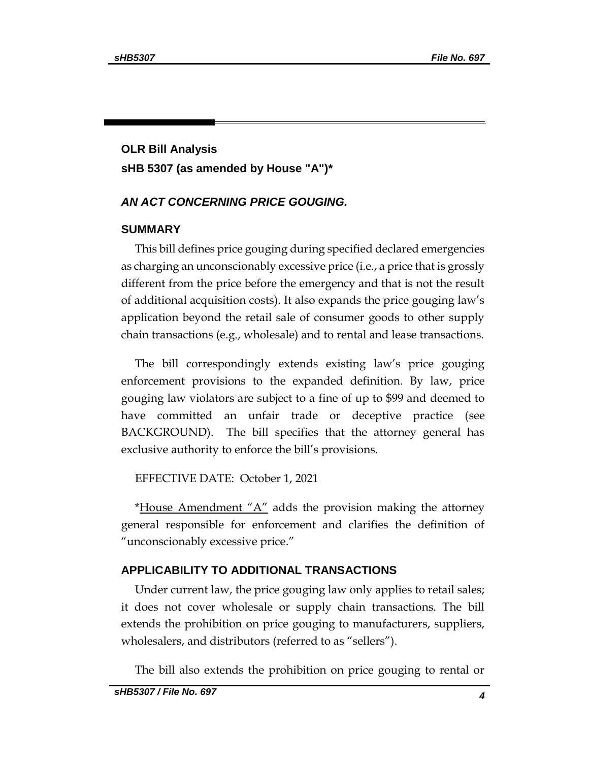## OLR Bill Analysis

## sHB 5307 (as amended by House "A")*

### *AN ACT CONCERNING PRICE GOUGING.*

### SUMMARY

This bill defines price gouging during specified declared emergencies as charging an unconscionably excessive price (i.e., a price that is grossly different from the price before the emergency and that is not the result of additional acquisition costs). It also expands the price gouging law's application beyond the retail sale of consumer goods to other supply chain transactions (e.g., wholesale) and to rental and lease transactions.

The bill correspondingly extends existing law's price gouging enforcement provisions to the expanded definition. By law, price gouging law violators are subject to a fine of up to $99 and deemed to have committed an unfair trade or deceptive practice (see BACKGROUND). The bill specifies that the attorney general has exclusive authority to enforce the bill's provisions.

EFFECTIVE DATE: October 1, 2021

*House Amendment "A" adds the provision making the attorney general responsible for enforcement and clarifies the definition of "unconscionably excessive price."

### APPLICABILITY TO ADDITIONAL TRANSACTIONS

Under current law, the price gouging law only applies to retail sales; it does not cover wholesale or supply chain transactions. The bill extends the prohibition on price gouging to manufacturers, suppliers, wholesalers, and distributors (referred to as "sellers").

The bill also extends the prohibition on price gouging to rental or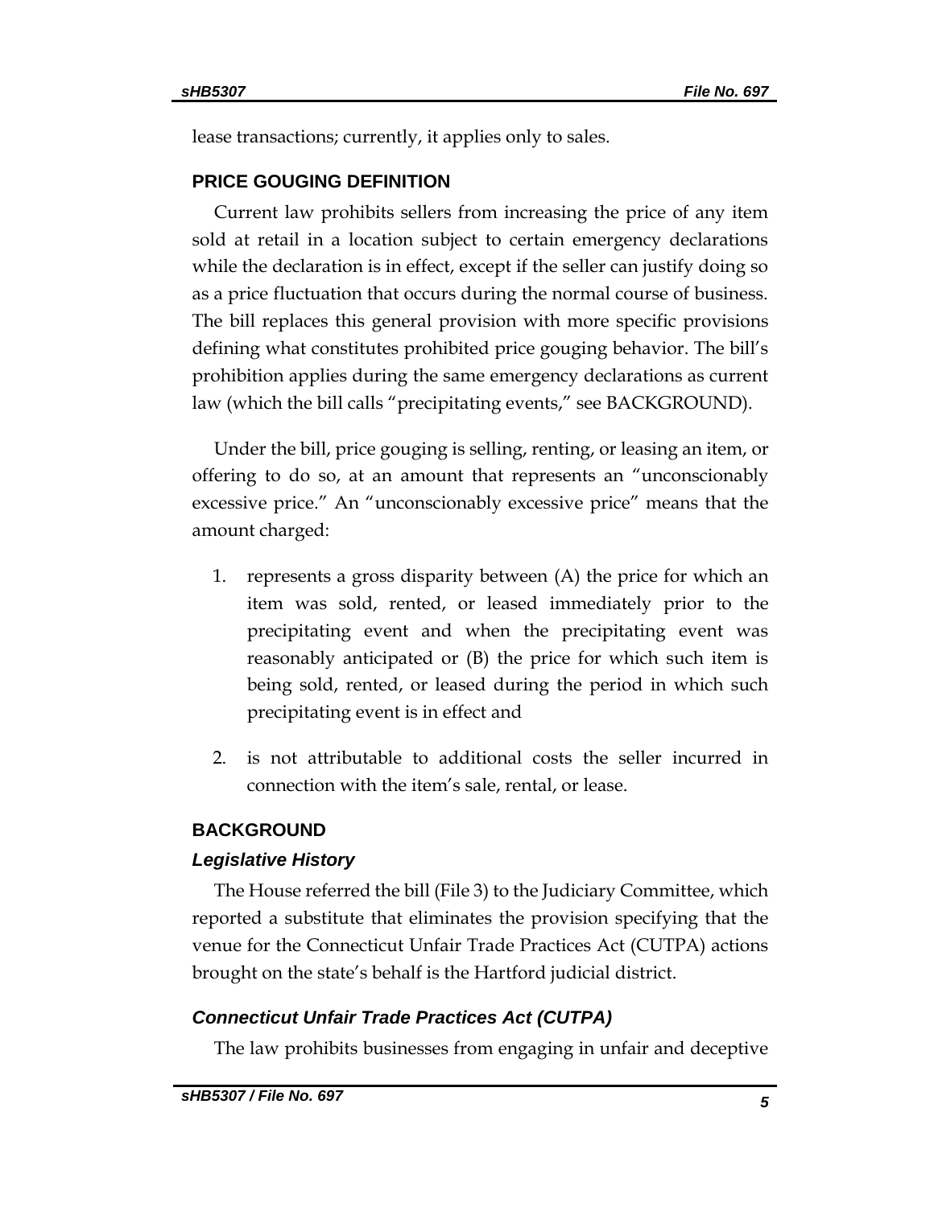lease transactions; currently, it applies only to sales.

## PRICE GOUGING DEFINITION

Current law prohibits sellers from increasing the price of any item sold at retail in a location subject to certain emergency declarations while the declaration is in effect, except if the seller can justify doing so as a price fluctuation that occurs during the normal course of business. The bill replaces this general provision with more specific provisions defining what constitutes prohibited price gouging behavior. The bill's prohibition applies during the same emergency declarations as current law (which the bill calls "precipitating events," see BACKGROUND).

Under the bill, price gouging is selling, renting, or leasing an item, or offering to do so, at an amount that represents an "unconscionably excessive price." An "unconscionably excessive price" means that the amount charged:

1. represents a gross disparity between (A) the price for which an item was sold, rented, or leased immediately prior to the precipitating event and when the precipitating event was reasonably anticipated or (B) the price for which such item is being sold, rented, or leased during the period in which such precipitating event is in effect and
2. is not attributable to additional costs the seller incurred in connection with the item's sale, rental, or lease.

## BACKGROUND

### *Legislative History*

The House referred the bill (File 3) to the Judiciary Committee, which reported a substitute that eliminates the provision specifying that the venue for the Connecticut Unfair Trade Practices Act (CUTPA) actions brought on the state's behalf is the Hartford judicial district.

### *Connecticut Unfair Trade Practices Act (CUTPA)*

The law prohibits businesses from engaging in unfair and deceptive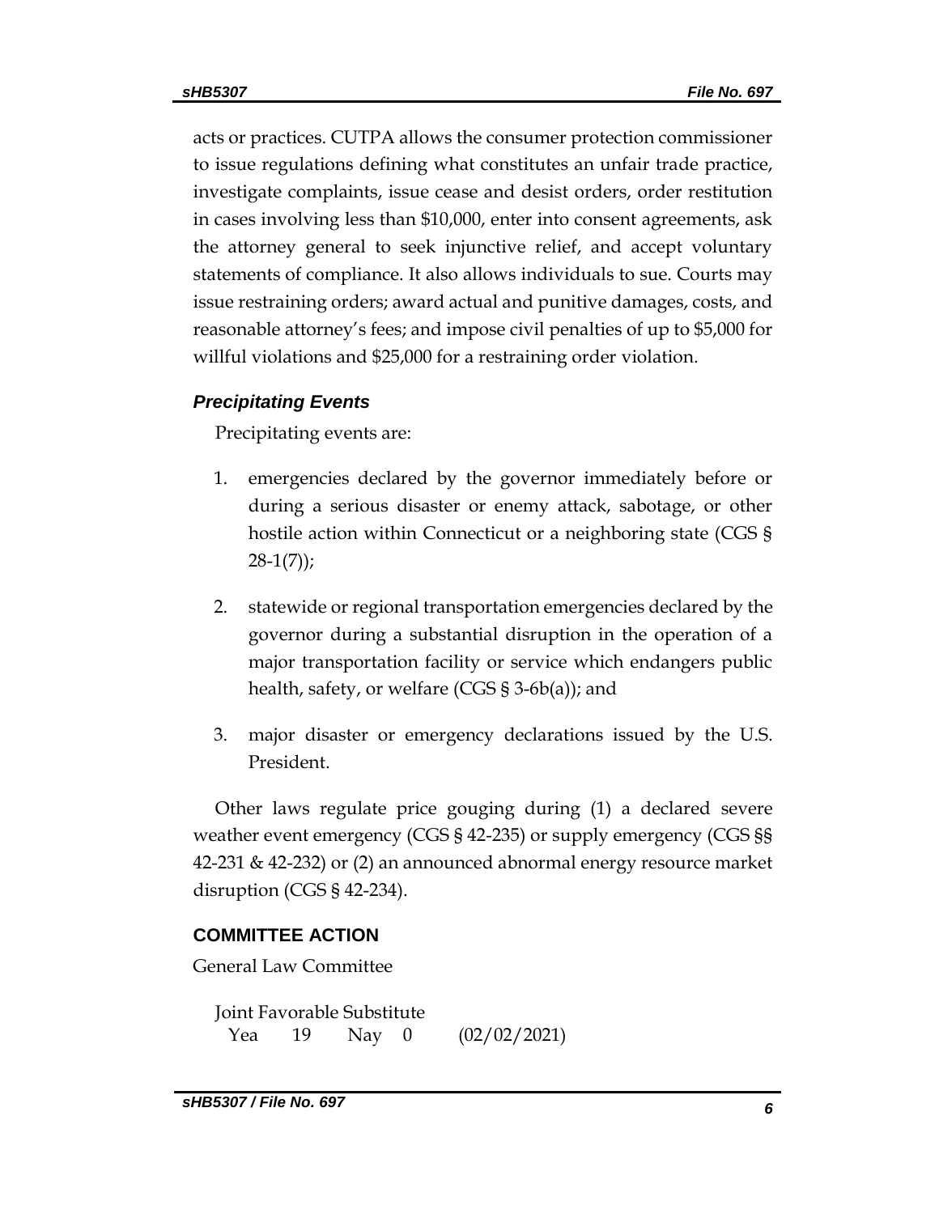acts or practices. CUTPA allows the consumer protection commissioner to issue regulations defining what constitutes an unfair trade practice, investigate complaints, issue cease and desist orders, order restitution in cases involving less than $10,000, enter into consent agreements, ask the attorney general to seek injunctive relief, and accept voluntary statements of compliance. It also allows individuals to sue. Courts may issue restraining orders; award actual and punitive damages, costs, and reasonable attorney's fees; and impose civil penalties of up to $5,000 for willful violations and $25,000 for a restraining order violation.

### *Precipitating Events*

Precipitating events are:

1. emergencies declared by the governor immediately before or during a serious disaster or enemy attack, sabotage, or other hostile action within Connecticut or a neighboring state (CGS § 28-1(7));

2. statewide or regional transportation emergencies declared by the governor during a substantial disruption in the operation of a major transportation facility or service which endangers public health, safety, or welfare (CGS § 3-6b(a)); and

3. major disaster or emergency declarations issued by the U.S. President.

Other laws regulate price gouging during (1) a declared severe weather event emergency (CGS § 42-235) or supply emergency (CGS §§ 42-231 & 42-232) or (2) an announced abnormal energy resource market disruption (CGS § 42-234).

## COMMITTEE ACTION

General Law Committee

Joint Favorable Substitute
Yea 19 Nay 0 (02/02/2021)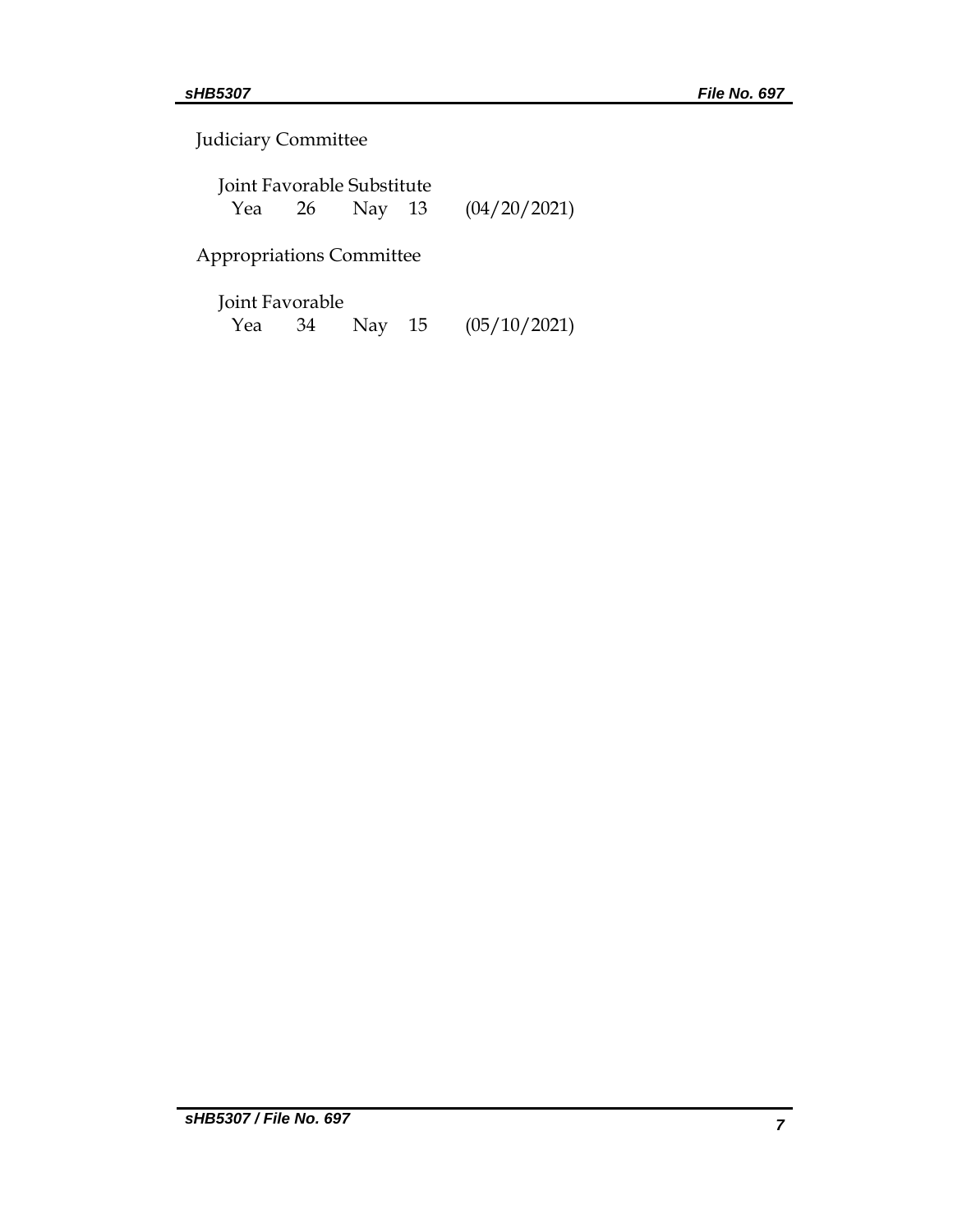Judiciary Committee

Joint Favorable Substitute
Yea 26 Nay 13 (04/20/2021)

Appropriations Committee

Joint Favorable
Yea 34 Nay 15 (05/10/2021)